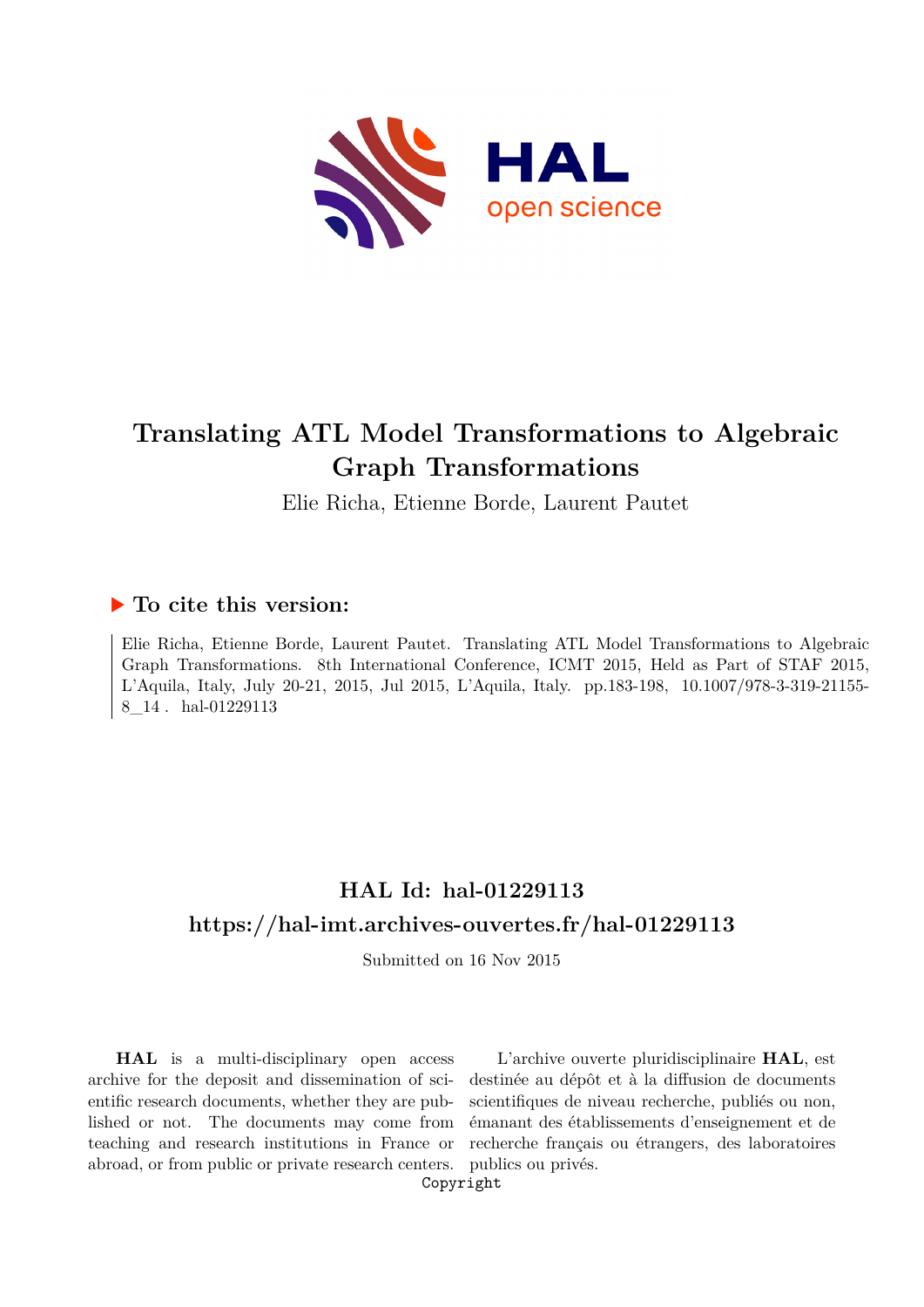# Translating ATL Model Transformations to Algebraic Graph Transformations

Elie Richa, Etienne Borde, Laurent Pautet

## ▶ To cite this version:

Elie Richa, Etienne Borde, Laurent Pautet. Translating ATL Model Transformations to Algebraic Graph Transformations. 8th International Conference, ICMT 2015, Held as Part of STAF 2015, L'Aquila, Italy, July 20-21, 2015, Jul 2015, L'Aquila, Italy. pp.183-198, 10.1007/978-3-319-21155-8_14 . hal-01229113

## HAL Id: hal-01229113

## https://hal-imt.archives-ouvertes.fr/hal-01229113

Submitted on 16 Nov 2015

**HAL** is a multi-disciplinary open access archive for the deposit and dissemination of scientific research documents, whether they are published or not. The documents may come from teaching and research institutions in France or abroad, or from public or private research centers.

L'archive ouverte pluridisciplinaire **HAL**, est destinée au dépôt et à la diffusion de documents scientifiques de niveau recherche, publiés ou non, émanant des établissements d'enseignement et de recherche français ou étrangers, des laboratoires publics ou privés.

Copyright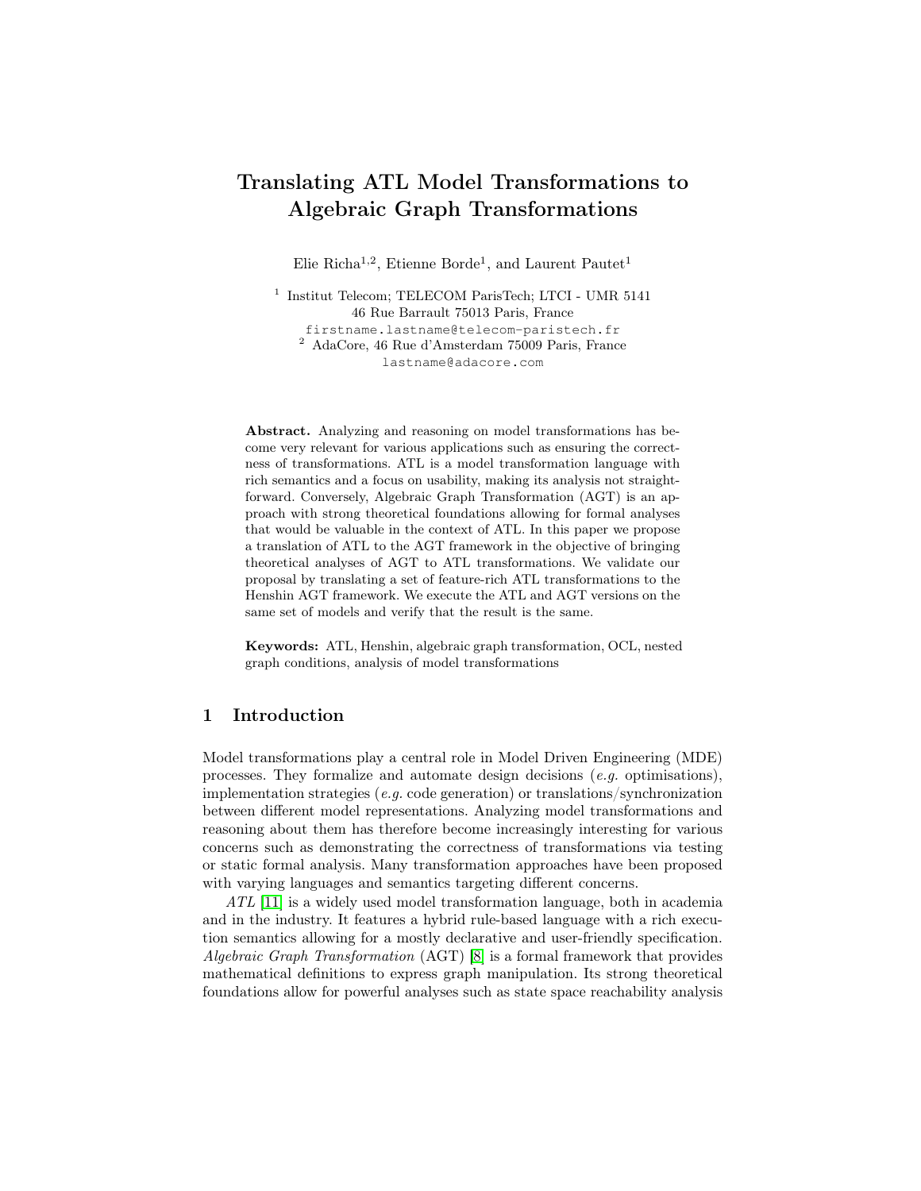# Translating ATL Model Transformations to Algebraic Graph Transformations

Elie Richa[1,2], Etienne Borde[1], and Laurent Pautet[1]

[1] Institut Telecom; TELECOM ParisTech; LTCI - UMR 5141
46 Rue Barrault 75013 Paris, France
firstname.lastname@telecom-paristech.fr

[2] AdaCore, 46 Rue d'Amsterdam 75009 Paris, France
lastname@adacore.com

**Abstract.** Analyzing and reasoning on model transformations has become very relevant for various applications such as ensuring the correctness of transformations. ATL is a model transformation language with rich semantics and a focus on usability, making its analysis not straightforward. Conversely, Algebraic Graph Transformation (AGT) is an approach with strong theoretical foundations allowing for formal analyses that would be valuable in the context of ATL. In this paper we propose a translation of ATL to the AGT framework in the objective of bringing theoretical analyses of AGT to ATL transformations. We validate our proposal by translating a set of feature-rich ATL transformations to the Henshin AGT framework. We execute the ATL and AGT versions on the same set of models and verify that the result is the same.

**Keywords:** ATL, Henshin, algebraic graph transformation, OCL, nested graph conditions, analysis of model transformations

## 1 Introduction

Model transformations play a central role in Model Driven Engineering (MDE) processes. They formalize and automate design decisions (*e.g.* optimisations), implementation strategies (*e.g.* code generation) or translations/synchronization between different model representations. Analyzing model transformations and reasoning about them has therefore become increasingly interesting for various concerns such as demonstrating the correctness of transformations via testing or static formal analysis. Many transformation approaches have been proposed with varying languages and semantics targeting different concerns.

*ATL* [11] is a widely used model transformation language, both in academia and in the industry. It features a hybrid rule-based language with a rich execution semantics allowing for a mostly declarative and user-friendly specification. *Algebraic Graph Transformation* (AGT) [8] is a formal framework that provides mathematical definitions to express graph manipulation. Its strong theoretical foundations allow for powerful analyses such as state space reachability analysis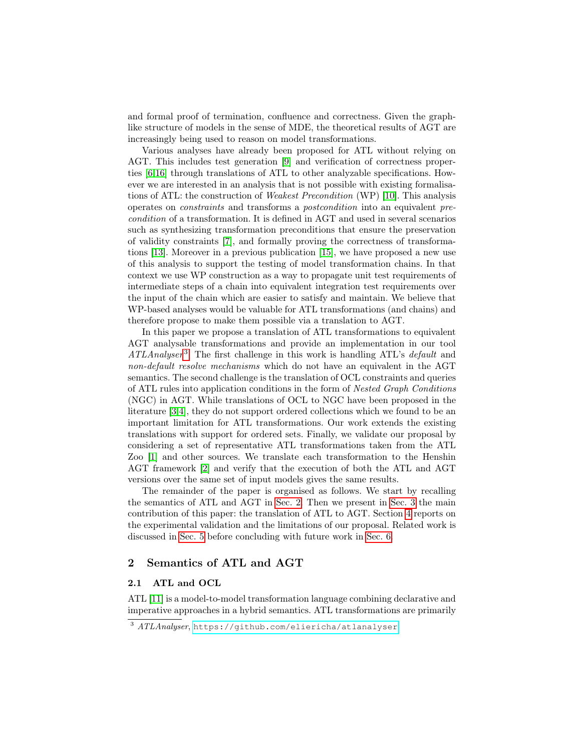and formal proof of termination, confluence and correctness. Given the graph-like structure of models in the sense of MDE, the theoretical results of AGT are increasingly being used to reason on model transformations.

Various analyses have already been proposed for ATL without relying on AGT. This includes test generation [9] and verification of correctness properties [6,16] through translations of ATL to other analyzable specifications. However we are interested in an analysis that is not possible with existing formalisations of ATL: the construction of *Weakest Precondition* (WP) [10]. This analysis operates on *constraints* and transforms a *postcondition* into an equivalent *precondition* of a transformation. It is defined in AGT and used in several scenarios such as synthesizing transformation preconditions that ensure the preservation of validity constraints [7], and formally proving the correctness of transformations [13]. Moreover in a previous publication [15], we have proposed a new use of this analysis to support the testing of model transformation chains. In that context we use WP construction as a way to propagate unit test requirements of intermediate steps of a chain into equivalent integration test requirements over the input of the chain which are easier to satisfy and maintain. We believe that WP-based analyses would be valuable for ATL transformations (and chains) and therefore propose to make them possible via a translation to AGT.

In this paper we propose a translation of ATL transformations to equivalent AGT analysable transformations and provide an implementation in our tool *ATLAnalyser*[3]. The first challenge in this work is handling ATL's *default* and *non-default resolve mechanisms* which do not have an equivalent in the AGT semantics. The second challenge is the translation of OCL constraints and queries of ATL rules into application conditions in the form of *Nested Graph Conditions* (NGC) in AGT. While translations of OCL to NGC have been proposed in the literature [3,4], they do not support ordered collections which we found to be an important limitation for ATL transformations. Our work extends the existing translations with support for ordered sets. Finally, we validate our proposal by considering a set of representative ATL transformations taken from the ATL Zoo [1] and other sources. We translate each transformation to the Henshin AGT framework [2] and verify that the execution of both the ATL and AGT versions over the same set of input models gives the same results.

The remainder of the paper is organised as follows. We start by recalling the semantics of ATL and AGT in Sec. 2. Then we present in Sec. 3 the main contribution of this paper: the translation of ATL to AGT. Section 4 reports on the experimental validation and the limitations of our proposal. Related work is discussed in Sec. 5 before concluding with future work in Sec. 6.

## 2 Semantics of ATL and AGT

### 2.1 ATL and OCL

ATL [11] is a model-to-model transformation language combining declarative and imperative approaches in a hybrid semantics. ATL transformations are primarily

[3] *ATLAnalyser*, https://github.com/elievicha/atlanalyser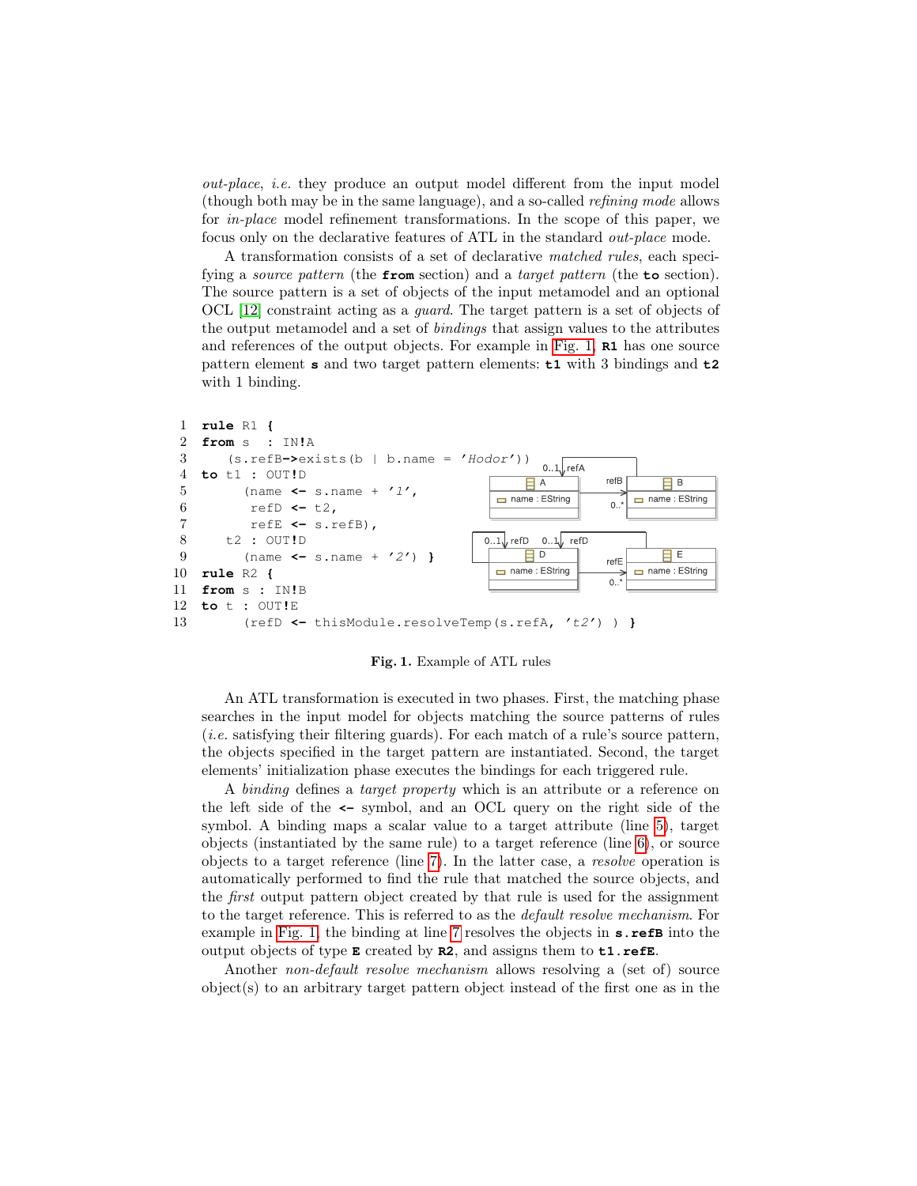*out-place*, *i.e.* they produce an output model different from the input model (though both may be in the same language), and a so-called *refining mode* allows for *in-place* model refinement transformations. In the scope of this paper, we focus only on the declarative features of ATL in the standard *out-place* mode.

A transformation consists of a set of declarative *matched rules*, each specifying a *source pattern* (the **from** section) and a *target pattern* (the **to** section). The source pattern is a set of objects of the input metamodel and an optional OCL [12] constraint acting as a *guard*. The target pattern is a set of objects of the output metamodel and a set of *bindings* that assign values to the attributes and references of the output objects. For example in Fig. 1, **R1** has one source pattern element **s** and two target pattern elements: **t1** with 3 bindings and **t2** with 1 binding.

```
1  rule R1 {
2  from s  : IN!A
3     (s.refB->exists(b | b.name = 'Hodor'))
4  to t1  : OUT!D
5       (name <- s.name + '1',
6        refD <- t2,
7        refE <- s.refB),
8     t2  : OUT!D
9       (name <- s.name + '2') }
10 rule R2 {
11 from s : IN!B
12 to t : OUT!E
13      (refD <- thisModule.resolveTemp(s.refA, 't2') ) }
```

Fig. 1. Example of ATL rules

An ATL transformation is executed in two phases. First, the matching phase searches in the input model for objects matching the source patterns of rules (*i.e.* satisfying their filtering guards). For each match of a rule's source pattern, the objects specified in the target pattern are instantiated. Second, the target elements' initialization phase executes the bindings for each triggered rule.

A *binding* defines a *target property* which is an attribute or a reference on the left side of the **<-** symbol, and an OCL query on the right side of the symbol. A binding maps a scalar value to a target attribute (line 5), target objects (instantiated by the same rule) to a target reference (line 6), or source objects to a target reference (line 7). In the latter case, a *resolve* operation is automatically performed to find the rule that matched the source objects, and the *first* output pattern object created by that rule is used for the assignment to the target reference. This is referred to as the *default resolve mechanism*. For example in Fig. 1, the binding at line 7 resolves the objects in **s.refB** into the output objects of type **E** created by **R2**, and assigns them to **t1.refE**.

Another *non-default resolve mechanism* allows resolving a (set of) source object(s) to an arbitrary target pattern object instead of the first one as in the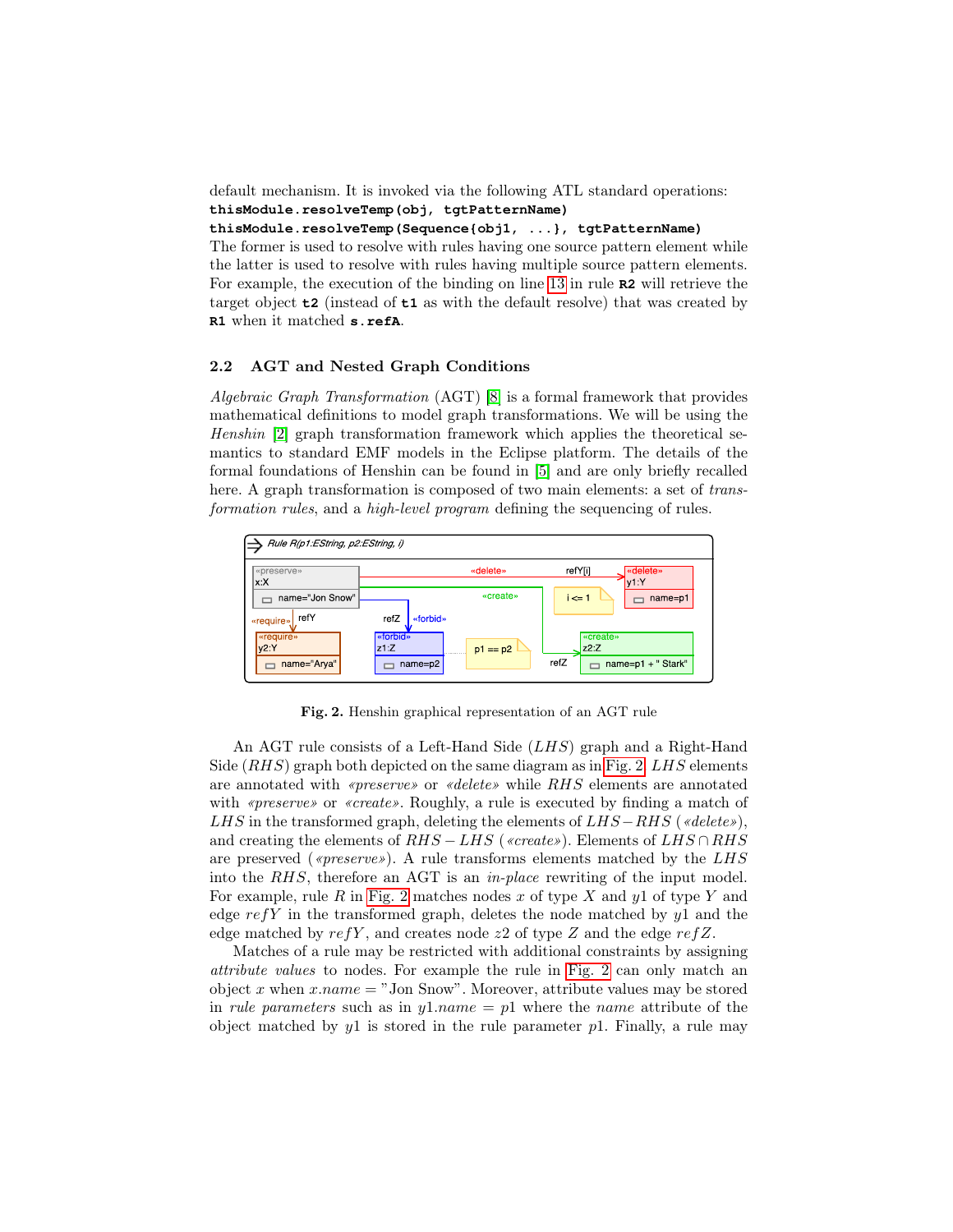default mechanism. It is invoked via the following ATL standard operations:
**thisModule.resolveTemp(obj, tgtPatternName)**
**thisModule.resolveTemp(Sequence{obj1, ...}, tgtPatternName)**
The former is used to resolve with rules having one source pattern element while the latter is used to resolve with rules having multiple source pattern elements. For example, the execution of the binding on line 13 in rule **R2** will retrieve the target object **t2** (instead of **t1** as with the default resolve) that was created by **R1** when it matched **s.refA**.

### 2.2 AGT and Nested Graph Conditions

*Algebraic Graph Transformation* (AGT) [8] is a formal framework that provides mathematical definitions to model graph transformations. We will be using the *Henshin* [2] graph transformation framework which applies the theoretical semantics to standard EMF models in the Eclipse platform. The details of the formal foundations of Henshin can be found in [5] and are only briefly recalled here. A graph transformation is composed of two main elements: a set of *transformation rules*, and a *high-level program* defining the sequencing of rules.

**Fig. 2.** Henshin graphical representation of an AGT rule

An AGT rule consists of a Left-Hand Side (*LHS*) graph and a Right-Hand Side (*RHS*) graph both depicted on the same diagram as in Fig. 2. *LHS* elements are annotated with *«preserve»* or *«delete»* while *RHS* elements are annotated with *«preserve»* or *«create»*. Roughly, a rule is executed by finding a match of *LHS* in the transformed graph, deleting the elements of $LHS - RHS$ (*«delete»*), and creating the elements of $RHS - LHS$ (*«create»*). Elements of $LHS \cap RHS$ are preserved (*«preserve»*). A rule transforms elements matched by the *LHS* into the *RHS*, therefore an AGT is an *in-place* rewriting of the input model. For example, rule $R$ in Fig. 2 matches nodes $x$ of type $X$ and $y1$ of type $Y$ and edge $refY$ in the transformed graph, deletes the node matched by $y1$ and the edge matched by $refY$, and creates node $z2$ of type $Z$ and the edge $refZ$.

Matches of a rule may be restricted with additional constraints by assigning *attribute values* to nodes. For example the rule in Fig. 2 can only match an object $x$ when $x.name =$ "Jon Snow". Moreover, attribute values may be stored in *rule parameters* such as in $y1.name = p1$ where the *name* attribute of the object matched by $y1$ is stored in the rule parameter $p1$. Finally, a rule may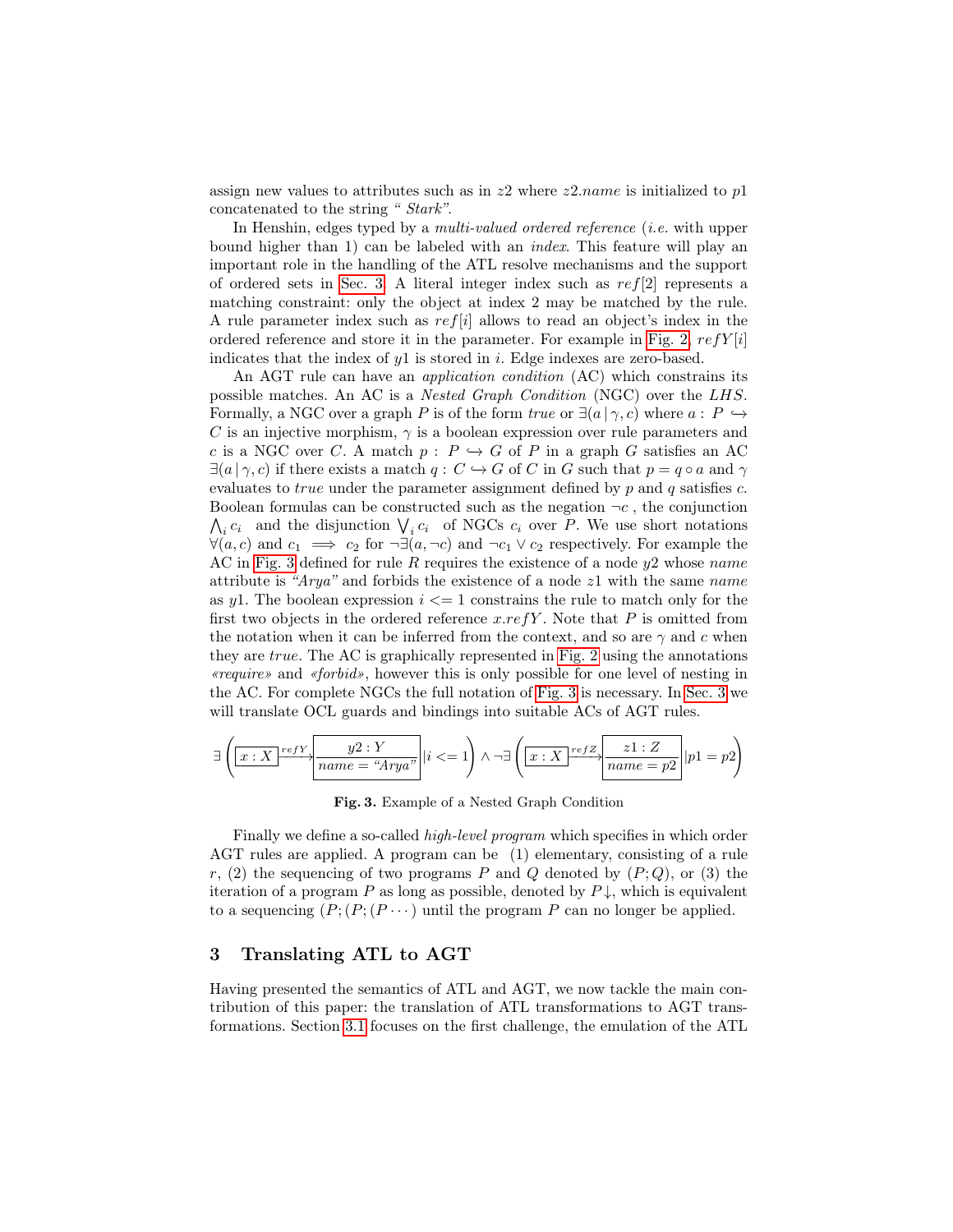assign new values to attributes such as in $z2$ where $z2.name$ is initialized to $p1$ concatenated to the string *" Stark"*.

In Henshin, edges typed by a *multi-valued ordered reference* (*i.e.* with upper bound higher than 1) can be labeled with an *index*. This feature will play an important role in the handling of the ATL resolve mechanisms and the support of ordered sets in Sec. 3. A literal integer index such as $ref[2]$ represents a matching constraint: only the object at index 2 may be matched by the rule. A rule parameter index such as $ref[i]$ allows to read an object's index in the ordered reference and store it in the parameter. For example in Fig. 2, $refY[i]$ indicates that the index of $y1$ is stored in $i$. Edge indexes are zero-based.

An AGT rule can have an *application condition* (AC) which constrains its possible matches. An AC is a *Nested Graph Condition* (NGC) over the *LHS*. Formally, a NGC over a graph $P$ is of the form *true* or $\exists(a \,|\, \gamma, c)$ where $a : P \hookrightarrow C$ is an injective morphism, $\gamma$ is a boolean expression over rule parameters and $c$ is a NGC over $C$. A match $p : P \hookrightarrow G$ of $P$ in a graph $G$ satisfies an AC $\exists(a \,|\, \gamma, c)$ if there exists a match $q : C \hookrightarrow G$ of $C$ in $G$ such that $p = q \circ a$ and $\gamma$ evaluates to *true* under the parameter assignment defined by $p$ and $q$ satisfies $c$. Boolean formulas can be constructed such as the negation $\neg c$ , the conjunction $\bigwedge_i c_i$ and the disjunction $\bigvee_i c_i$ of NGCs $c_i$ over $P$. We use short notations $\forall(a, c)$ and $c_1 \implies c_2$ for $\neg\exists(a, \neg c)$ and $\neg c_1 \vee c_2$ respectively. For example the AC in Fig. 3 defined for rule $R$ requires the existence of a node $y2$ whose *name* attribute is *"Arya"* and forbids the existence of a node $z1$ with the same *name* as $y1$. The boolean expression $i <= 1$ constrains the rule to match only for the first two objects in the ordered reference $x.refY$. Note that $P$ is omitted from the notation when it can be inferred from the context, and so are $\gamma$ and $c$ when they are *true*. The AC is graphically represented in Fig. 2 using the annotations *«require»* and *«forbid»*, however this is only possible for one level of nesting in the AC. For complete NGCs the full notation of Fig. 3 is necessary. In Sec. 3 we will translate OCL guards and bindings into suitable ACs of AGT rules.

$$\exists\left(\boxed{x : X} \xrightarrow{refY} \boxed{\begin{array}{c} y2 : Y \\ \hline name = \text{"Arya"} \end{array}} \,\Big|\, i <= 1\right) \wedge \neg\exists\left(\boxed{x : X} \xrightarrow{refZ} \boxed{\begin{array}{c} z1 : Z \\ \hline name = p2 \end{array}} \,\Big|\, p1 = p2\right)$$

**Fig. 3.** Example of a Nested Graph Condition

Finally we define a so-called *high-level program* which specifies in which order AGT rules are applied. A program can be (1) elementary, consisting of a rule $r$, (2) the sequencing of two programs $P$ and $Q$ denoted by $(P; Q)$, or (3) the iteration of a program $P$ as long as possible, denoted by $P\downarrow$, which is equivalent to a sequencing $(P; (P; (P \cdots)$ until the program $P$ can no longer be applied.

## 3 Translating ATL to AGT

Having presented the semantics of ATL and AGT, we now tackle the main contribution of this paper: the translation of ATL transformations to AGT transformations. Section 3.1 focuses on the first challenge, the emulation of the ATL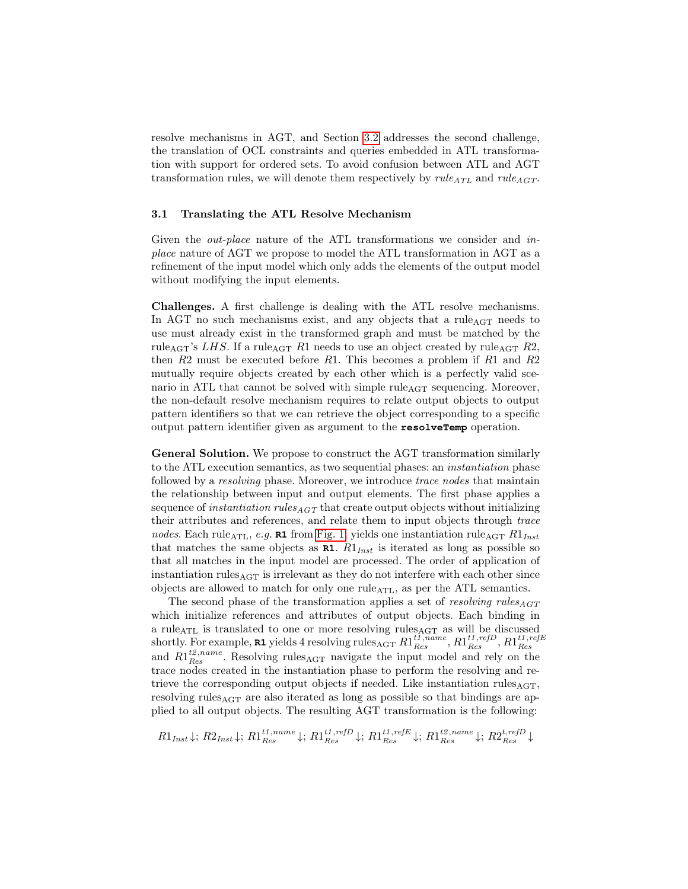resolve mechanisms in AGT, and Section 3.2 addresses the second challenge, the translation of OCL constraints and queries embedded in ATL transformation with support for ordered sets. To avoid confusion between ATL and AGT transformation rules, we will denote them respectively by $rule_{ATL}$ and $rule_{AGT}$.

### 3.1 Translating the ATL Resolve Mechanism

Given the *out-place* nature of the ATL transformations we consider and *in-place* nature of AGT we propose to model the ATL transformation in AGT as a refinement of the input model which only adds the elements of the output model without modifying the input elements.

**Challenges.** A first challenge is dealing with the ATL resolve mechanisms. In AGT no such mechanisms exist, and any objects that a $\text{rule}_{\text{AGT}}$ needs to use must already exist in the transformed graph and must be matched by the $\text{rule}_{\text{AGT}}$'s $LHS$. If a $\text{rule}_{\text{AGT}}$ $R1$ needs to use an object created by $\text{rule}_{\text{AGT}}$ $R2$, then $R2$ must be executed before $R1$. This becomes a problem if $R1$ and $R2$ mutually require objects created by each other which is a perfectly valid scenario in ATL that cannot be solved with simple $\text{rule}_{\text{AGT}}$ sequencing. Moreover, the non-default resolve mechanism requires to relate output objects to output pattern identifiers so that we can retrieve the object corresponding to a specific output pattern identifier given as argument to the **`resolveTemp`** operation.

**General Solution.** We propose to construct the AGT transformation similarly to the ATL execution semantics, as two sequential phases: an *instantiation* phase followed by a *resolving* phase. Moreover, we introduce *trace nodes* that maintain the relationship between input and output elements. The first phase applies a sequence of *instantiation* $rules_{AGT}$ that create output objects without initializing their attributes and references, and relate them to input objects through *trace nodes*. Each $\text{rule}_{\text{ATL}}$, *e.g.* **`R1`** from Fig. 1, yields one instantiation $\text{rule}_{\text{AGT}}$ $R1_{Inst}$ that matches the same objects as **`R1`**. $R1_{Inst}$ is iterated as long as possible so that all matches in the input model are processed. The order of application of instantiation $\text{rules}_{\text{AGT}}$ is irrelevant as they do not interfere with each other since objects are allowed to match for only one $\text{rule}_{\text{ATL}}$, as per the ATL semantics.

The second phase of the transformation applies a set of *resolving* $rules_{AGT}$ which initialize references and attributes of output objects. Each binding in a $\text{rule}_{\text{ATL}}$ is translated to one or more resolving $\text{rules}_{\text{AGT}}$ as will be discussed shortly. For example, **`R1`** yields 4 resolving $\text{rules}_{\text{AGT}}$ $R1_{Res}^{t1,name}$, $R1_{Res}^{t1,refD}$, $R1_{Res}^{t1,refE}$ and $R1_{Res}^{t2,name}$. Resolving $\text{rules}_{\text{AGT}}$ navigate the input model and rely on the trace nodes created in the instantiation phase to perform the resolving and retrieve the corresponding output objects if needed. Like instantiation $\text{rules}_{\text{AGT}}$, resolving $\text{rules}_{\text{AGT}}$ are also iterated as long as possible so that bindings are applied to all output objects. The resulting AGT transformation is the following:

$$R1_{Inst}\downarrow;\ R2_{Inst}\downarrow;\ R1_{Res}^{t1,name}\downarrow;\ R1_{Res}^{t1,refD}\downarrow;\ R1_{Res}^{t1,refE}\downarrow;\ R1_{Res}^{t2,name}\downarrow;\ R2_{Res}^{t,refD}\downarrow$$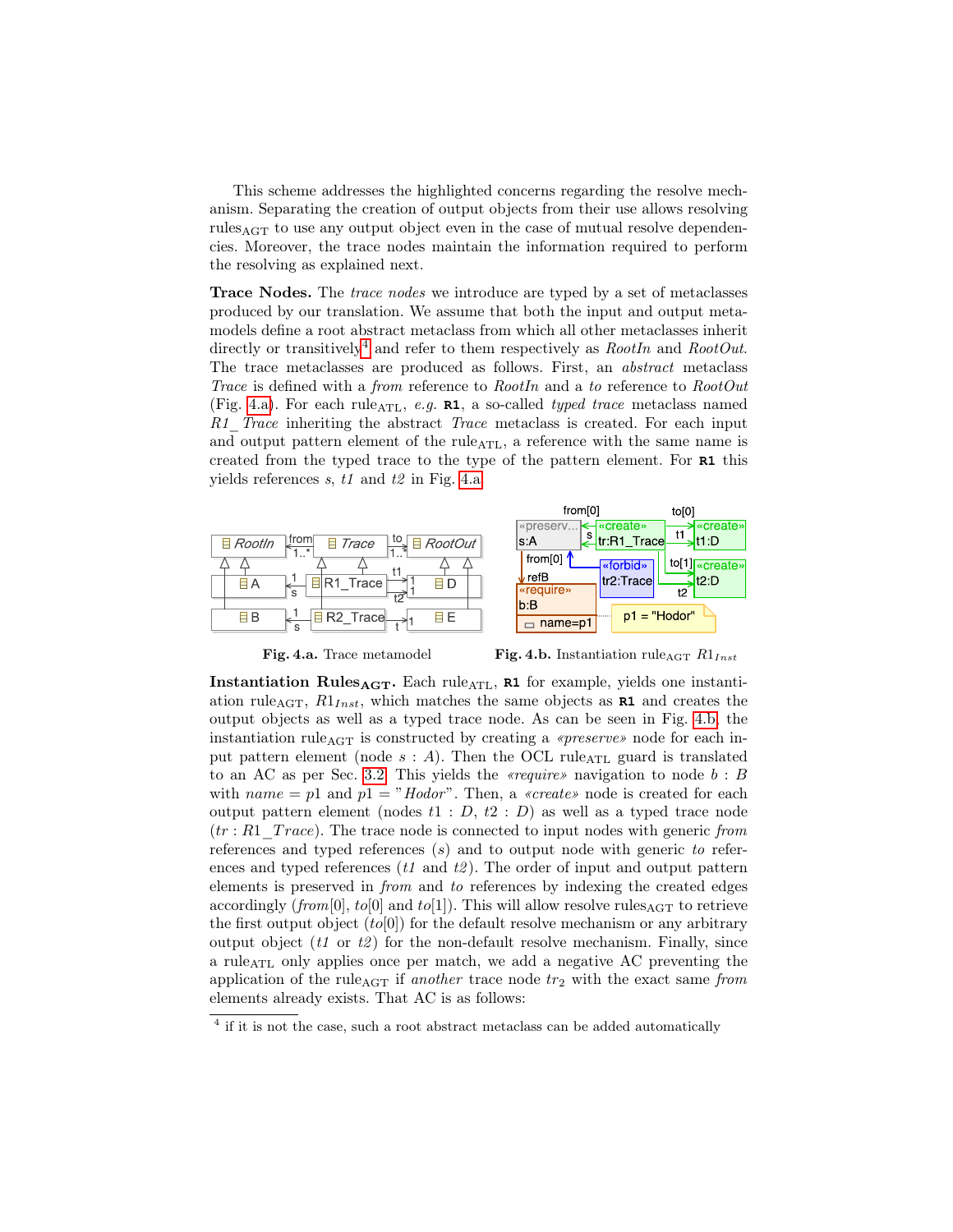This scheme addresses the highlighted concerns regarding the resolve mechanism. Separating the creation of output objects from their use allows resolving rules$_{\text{AGT}}$ to use any output object even in the case of mutual resolve dependencies. Moreover, the trace nodes maintain the information required to perform the resolving as explained next.

**Trace Nodes.** The *trace nodes* we introduce are typed by a set of metaclasses produced by our translation. We assume that both the input and output metamodels define a root abstract metaclass from which all other metaclasses inherit directly or transitively[4] and refer to them respectively as *RootIn* and *RootOut*. The trace metaclasses are produced as follows. First, an *abstract* metaclass *Trace* is defined with a *from* reference to *RootIn* and a *to* reference to *RootOut* (Fig. 4.a). For each rule$_{\text{ATL}}$, *e.g.* **R1**, a so-called *typed trace* metaclass named *R1_Trace* inheriting the abstract *Trace* metaclass is created. For each input and output pattern element of the rule$_{\text{ATL}}$, a reference with the same name is created from the typed trace to the type of the pattern element. For **R1** this yields references *s*, *t1* and *t2* in Fig. 4.a.

**Fig. 4.a.** Trace metamodel **Fig. 4.b.** Instantiation rule$_{\text{AGT}}$ $R1_{Inst}$

**Instantiation Rules$_{\text{AGT}}$.** Each rule$_{\text{ATL}}$, **R1** for example, yields one instantiation rule$_{\text{AGT}}$, $R1_{Inst}$, which matches the same objects as **R1** and creates the output objects as well as a typed trace node. As can be seen in Fig. 4.b, the instantiation rule$_{\text{AGT}}$ is constructed by creating a *«preserve»* node for each input pattern element (node $s : A$). Then the OCL rule$_{\text{ATL}}$ guard is translated to an AC as per Sec. 3.2. This yields the *«require»* navigation to node $b : B$ with $name = p1$ and $p1 =$ "*Hodor*". Then, a *«create»* node is created for each output pattern element (nodes $t1 : D$, $t2 : D$) as well as a typed trace node ($tr : R1\_Trace$). The trace node is connected to input nodes with generic *from* references and typed references ($s$) and to output node with generic *to* references and typed references (*t1* and *t2*). The order of input and output pattern elements is preserved in *from* and *to* references by indexing the created edges accordingly (*from*[0], *to*[0] and *to*[1]). This will allow resolve rules$_{\text{AGT}}$ to retrieve the first output object (*to*[0]) for the default resolve mechanism or any arbitrary output object (*t1* or *t2*) for the non-default resolve mechanism. Finally, since a rule$_{\text{ATL}}$ only applies once per match, we add a negative AC preventing the application of the rule$_{\text{AGT}}$ if *another* trace node $tr_2$ with the exact same *from* elements already exists. That AC is as follows:

[4] if it is not the case, such a root abstract metaclass can be added automatically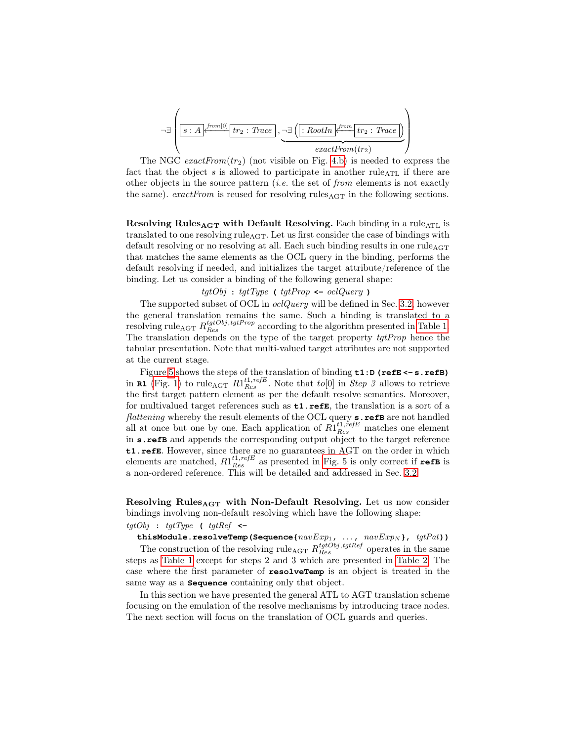$$\neg\exists\left(\boxed{s:A}\xleftarrow{from[0]}\boxed{tr_2:Trace}\ ,\ \underbrace{\neg\exists\left(\boxed{:RootIn}\xleftarrow{from}\boxed{tr_2:Trace}\right)}_{exactFrom(tr_2)}\right)$$

The NGC $exactFrom(tr_2)$ (not visible on Fig. 4.b) is needed to express the fact that the object $s$ is allowed to participate in another $\text{rule}_{\text{ATL}}$ if there are other objects in the source pattern (*i.e.* the set of *from* elements is not exactly the same). *exactFrom* is reused for resolving $\text{rules}_{\text{AGT}}$ in the following sections.

**Resolving $\text{Rules}_{\text{AGT}}$ with Default Resolving.** Each binding in a $\text{rule}_{\text{ATL}}$ is translated to one resolving $\text{rule}_{\text{AGT}}$. Let us first consider the case of bindings with default resolving or no resolving at all. Each such binding results in one $\text{rule}_{\text{AGT}}$ that matches the same elements as the OCL query in the binding, performs the default resolving if needed, and initializes the target attribute/reference of the binding. Let us consider a binding of the following general shape:

*tgtObj* **:** *tgtType* **(** *tgtProp* **<-** *oclQuery* **)**

The supported subset of OCL in *oclQuery* will be defined in Sec. 3.2, however the general translation remains the same. Such a binding is translated to a resolving $\text{rule}_{\text{AGT}}$ $R^{tgtObj,tgtProp}_{Res}$ according to the algorithm presented in Table 1. The translation depends on the type of the target property *tgtProp* hence the tabular presentation. Note that multi-valued target attributes are not supported at the current stage.

Figure 5 shows the steps of the translation of binding **`t1:D (refE <- s.refB)`** in **`R1`** (Fig. 1) to $\text{rule}_{\text{AGT}}$ $R1^{t1,refE}_{Res}$. Note that $to[0]$ in *Step 3* allows to retrieve the first target pattern element as per the default resolve semantics. Moreover, for multivalued target references such as **`t1.refE`**, the translation is a sort of a *flattening* whereby the result elements of the OCL query **`s.refB`** are not handled all at once but one by one. Each application of $R1^{t1,refE}_{Res}$ matches one element in **`s.refB`** and appends the corresponding output object to the target reference **`t1.refE`**. However, since there are no guarantees in AGT on the order in which elements are matched, $R1^{t1,refE}_{Res}$ as presented in Fig. 5 is only correct if **`refB`** is a non-ordered reference. This will be detailed and addressed in Sec. 3.2.

**Resolving $\text{Rules}_{\text{AGT}}$ with Non-Default Resolving.** Let us now consider bindings involving non-default resolving which have the following shape:

*tgtObj* **:** *tgtType* **(** *tgtRef* **<-**
  **`thisModule.resolveTemp(Sequence{`**$navExp_1$**`, ..., `**$navExp_N$**`}, `***tgtPat***`))`**

The construction of the resolving $\text{rule}_{\text{AGT}}$ $R^{tgtObj,tgtRef}_{Res}$ operates in the same steps as Table 1 except for steps 2 and 3 which are presented in Table 2. The case where the first parameter of **`resolveTemp`** is an object is treated in the same way as a **`Sequence`** containing only that object.

In this section we have presented the general ATL to AGT translation scheme focusing on the emulation of the resolve mechanisms by introducing trace nodes. The next section will focus on the translation of OCL guards and queries.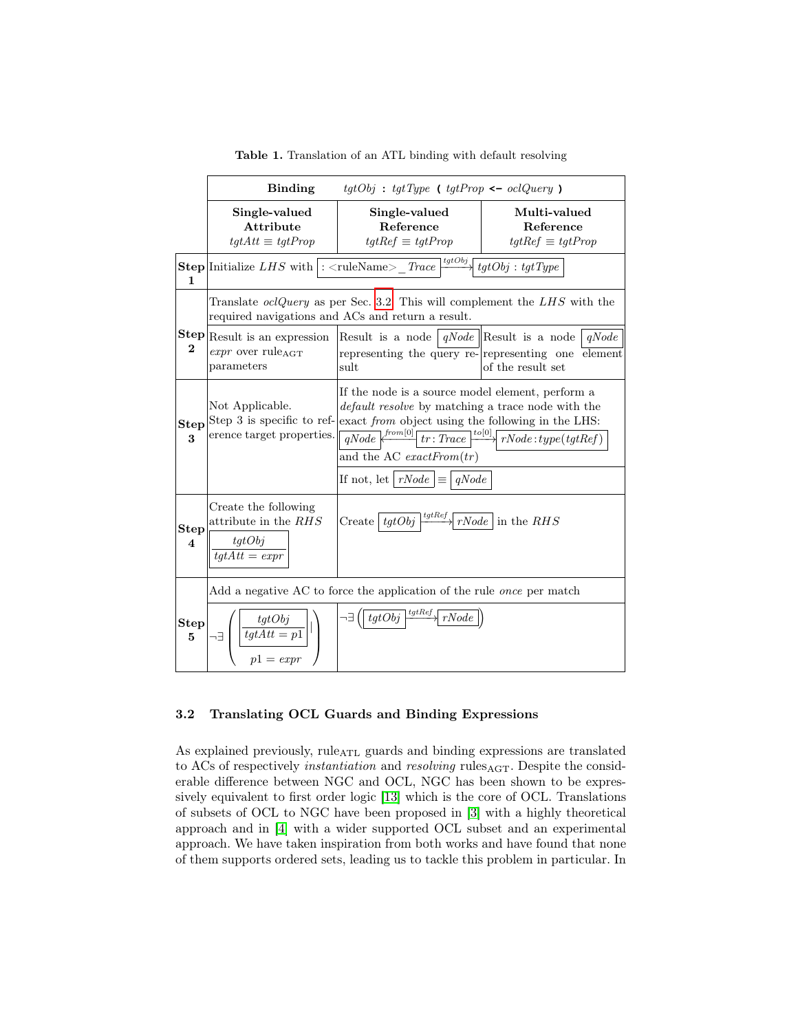**Table 1.** Translation of an ATL binding with default resolving

| | Single-valued Attribute $tgtAtt \equiv tgtProp$ | Single-valued Reference $tgtRef \equiv tgtProp$ | Multi-valued Reference $tgtRef \equiv tgtProp$ |
|---|---|---|---|
| **Binding** | *tgtObj* **:** *tgtType* **(** *tgtProp* **<-** *oclQuery* **)** | | |
| **Step 1** | Initialize *LHS* with [ : <ruleName>_*Trace* ] $\xrightarrow{tgtObj}$ [ *tgtObj* : *tgtType* ] | | |
| **Step 2** | Translate *oclQuery* as per Sec. 3.2. This will complement the *LHS* with the required navigations and ACs and return a result. | | |
| | Result is an expression *expr* over rule$_{\text{AGT}}$ parameters | Result is a node [ *qNode* ] representing the query result | Result is a node [ *qNode* ] representing one element of the result set |
| **Step 3** | Not Applicable. Step 3 is specific to reference target properties. | If the node is a source model element, perform a *default resolve* by matching a trace node with the exact *from* object using the following in the LHS: [ *qNode* ] $\xleftarrow{from[0]}$ [ *tr* : *Trace* ] $\xrightarrow{to[0]}$ [ *rNode* : *type*(*tgtRef*) ] and the AC *exactFrom*(*tr*) | |
| | | If not, let [ *rNode* ] $\equiv$ [ *qNode* ] | |
| **Step 4** | Create the following attribute in the *RHS* [ *tgtObj* / $tgtAtt = expr$ ] | Create [ *tgtObj* ] $\xrightarrow{tgtRef}$ [ *rNode* ] in the *RHS* | |
| **Step 5** | Add a negative AC to force the application of the rule *once* per match | | |
| | $\neg\exists\left( \begin{array}{c} [\, tgtObj \,/\, tgtAtt = p1 \,] \mid \\ p1 = expr \end{array} \right)$ | $\neg\exists\left( [\, tgtObj \,] \xrightarrow{tgtRef} [\, rNode \,] \right)$ | |

### 3.2 Translating OCL Guards and Binding Expressions

As explained previously, rule$_{\text{ATL}}$ guards and binding expressions are translated to ACs of respectively *instantiation* and *resolving* rules$_{\text{AGT}}$. Despite the considerable difference between NGC and OCL, NGC has been shown to be expressively equivalent to first order logic [13] which is the core of OCL. Translations of subsets of OCL to NGC have been proposed in [3] with a highly theoretical approach and in [4] with a wider supported OCL subset and an experimental approach. We have taken inspiration from both works and have found that none of them supports ordered sets, leading us to tackle this problem in particular. In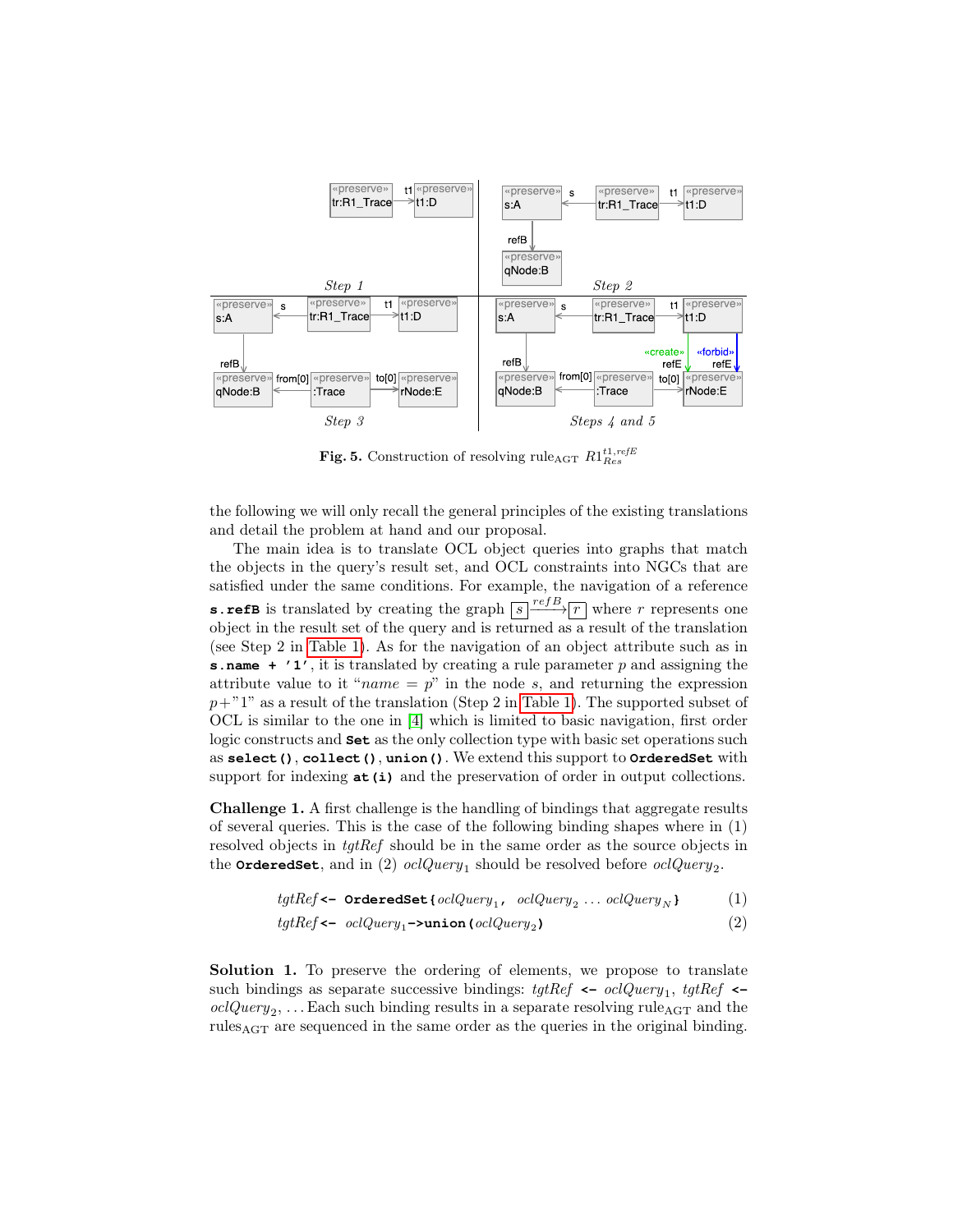**Fig. 5.** Construction of resolving rule$_{\text{AGT}}$ $R1^{t1,refE}_{Res}$

the following we will only recall the general principles of the existing translations and detail the problem at hand and our proposal.

The main idea is to translate OCL object queries into graphs that match the objects in the query's result set, and OCL constraints into NGCs that are satisfied under the same conditions. For example, the navigation of a reference **s.refB** is translated by creating the graph $\boxed{s} \xrightarrow{refB} \boxed{r}$ where $r$ represents one object in the result set of the query and is returned as a result of the translation (see Step 2 in Table 1). As for the navigation of an object attribute such as in **s.name + '1'**, it is translated by creating a rule parameter $p$ and assigning the attribute value to it "$name = p$" in the node $s$, and returning the expression $p+$"1" as a result of the translation (Step 2 in Table 1). The supported subset of OCL is similar to the one in [4] which is limited to basic navigation, first order logic constructs and **Set** as the only collection type with basic set operations such as **select()**, **collect()**, **union()**. We extend this support to **OrderedSet** with support for indexing **at(i)** and the preservation of order in output collections.

**Challenge 1.** A first challenge is the handling of bindings that aggregate results of several queries. This is the case of the following binding shapes where in (1) resolved objects in *tgtRef* should be in the same order as the source objects in the **OrderedSet**, and in (2) $oclQuery_1$ should be resolved before $oclQuery_2$.

$$tgtRef \texttt{ <- OrderedSet\{} oclQuery_1\texttt{,}\ \ oclQuery_2 \ldots oclQuery_N \texttt{\}} \tag{1}$$

$$tgtRef \texttt{ <- } oclQuery_1\texttt{->union(}oclQuery_2\texttt{)} \tag{2}$$

**Solution 1.** To preserve the ordering of elements, we propose to translate such bindings as separate successive bindings: *tgtRef* **<-** $oclQuery_1$, *tgtRef* **<-** $oclQuery_2$, ... Each such binding results in a separate resolving rule$_{\text{AGT}}$ and the rules$_{\text{AGT}}$ are sequenced in the same order as the queries in the original binding.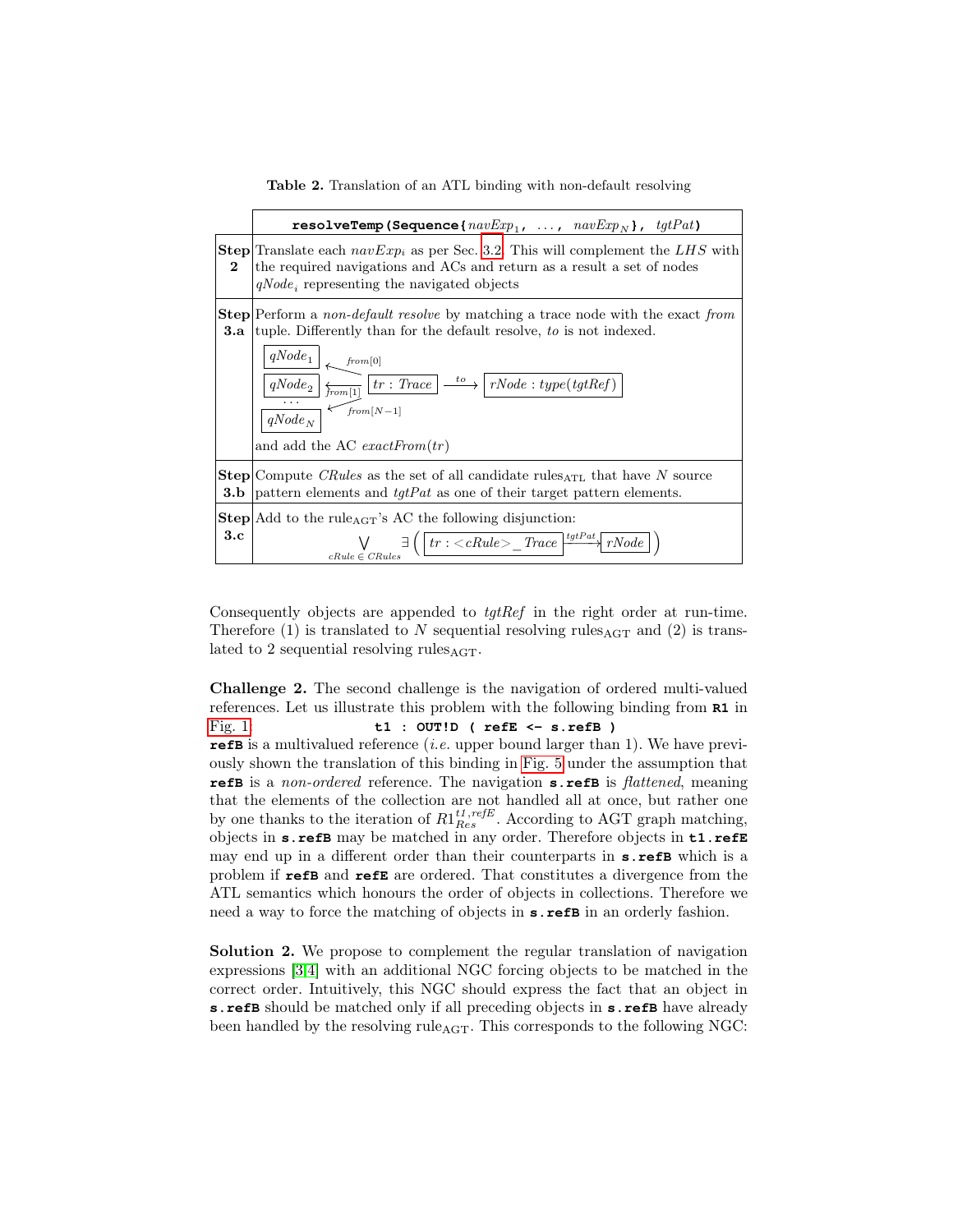**Table 2.** Translation of an ATL binding with non-default resolving

| | `resolveTemp(Sequence{` $navExp_1$`, ..., ` $navExp_N$`}, ` $tgtPat$`)` |
|---|---|
| **Step 2** | Translate each $navExp_i$ as per Sec. 3.2. This will complement the $LHS$ with the required navigations and ACs and return as a result a set of nodes $qNode_i$ representing the navigated objects |
| **Step 3.a** | Perform a *non-default resolve* by matching a trace node with the exact *from* tuple. Differently than for the default resolve, *to* is not indexed. $qNode_1 \xleftarrow{from[0]} tr : Trace$, $qNode_2 \xleftarrow{from[1]} tr : Trace$, ..., $qNode_N \xleftarrow{from[N-1]} tr : Trace$; $tr : Trace \xrightarrow{to} rNode : type(tgtRef)$ and add the AC $exactFrom(tr)$ |
| **Step 3.b** | Compute $CRules$ as the set of all candidate rules$_{\mathrm{ATL}}$ that have $N$ source pattern elements and $tgtPat$ as one of their target pattern elements. |
| **Step 3.c** | Add to the rule$_{\mathrm{AGT}}$'s AC the following disjunction: $$\bigvee_{cRule \in CRules} \exists \left( tr : <cRule>\_Trace \xrightarrow{tgtPat} rNode \right)$$ |

Consequently objects are appended to $tgtRef$ in the right order at run-time. Therefore (1) is translated to $N$ sequential resolving rules$_{\mathrm{AGT}}$ and (2) is translated to 2 sequential resolving rules$_{\mathrm{AGT}}$.

**Challenge 2.** The second challenge is the navigation of ordered multi-valued references. Let us illustrate this problem with the following binding from **R1** in Fig. 1: `t1 : OUT!D ( refE <- s.refB )`

**refB** is a multivalued reference (*i.e.* upper bound larger than 1). We have previously shown the translation of this binding in Fig. 5 under the assumption that **refE** is a *non-ordered* reference. The navigation **s.refB** is *flattened*, meaning that the elements of the collection are not handled all at once, but rather one by one thanks to the iteration of $R1^{t1,refE}_{Res}$. According to AGT graph matching, objects in **s.refB** may be matched in any order. Therefore objects in **t1.refE** may end up in a different order than their counterparts in **s.refB** which is a problem if **refB** and **refE** are ordered. That constitutes a divergence from the ATL semantics which honours the order of objects in collections. Therefore we need a way to force the matching of objects in **s.refB** in an orderly fashion.

**Solution 2.** We propose to complement the regular translation of navigation expressions [3,4] with an additional NGC forcing objects to be matched in the correct order. Intuitively, this NGC should express the fact that an object in **s.refB** should be matched only if all preceding objects in **s.refB** have already been handled by the resolving rule$_{\mathrm{AGT}}$. This corresponds to the following NGC: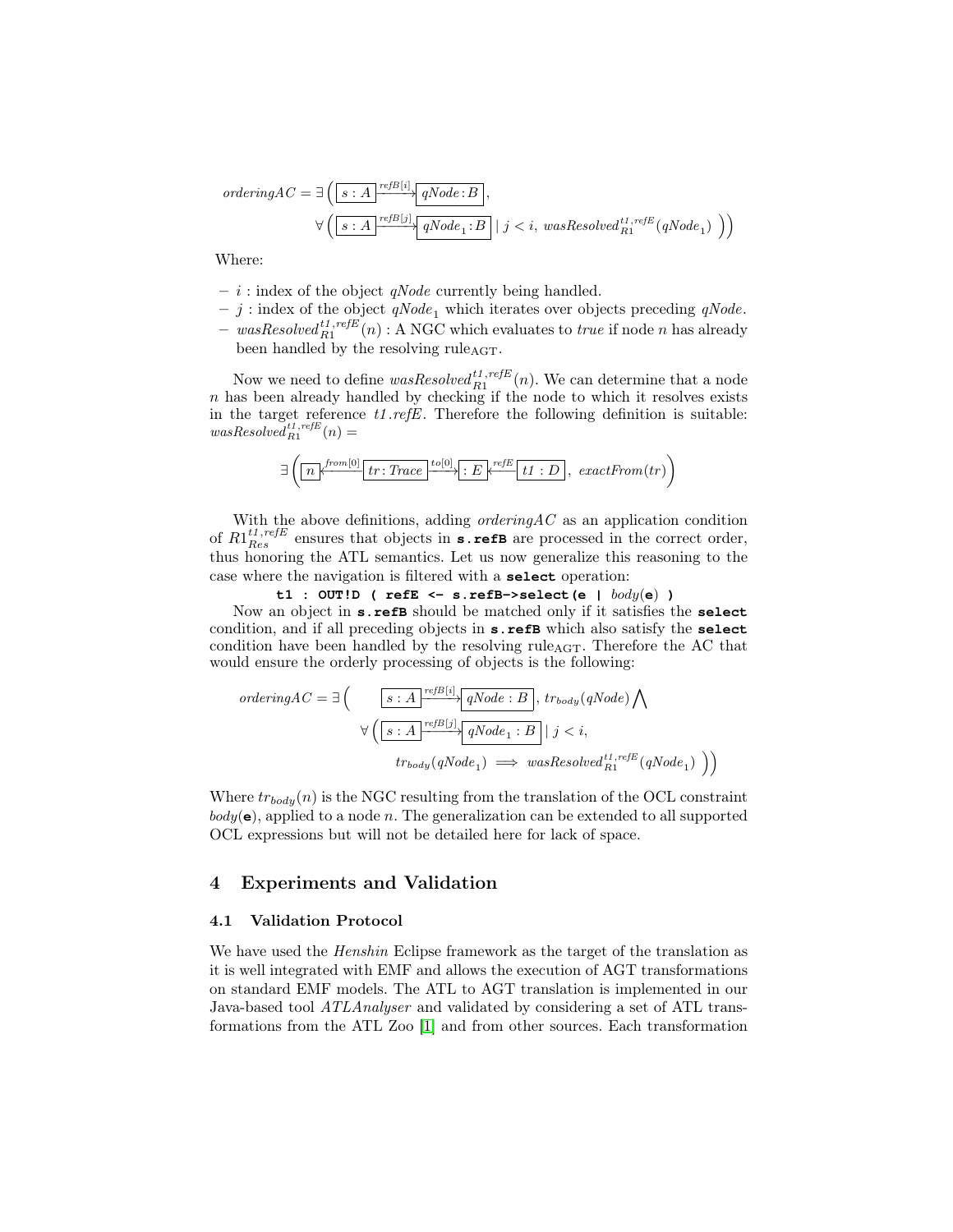$$orderingAC = \exists \Big( \boxed{s : A} \xrightarrow{refB[i]} \boxed{qNode : B},$$
$$\forall \Big( \boxed{s : A} \xrightarrow{refB[j]} \boxed{qNode_1 : B} \mid j < i,\ wasResolved_{R1}^{t1,refE}(qNode_1) \Big) \Big)$$

Where:

- $i$ : index of the object $qNode$ currently being handled.
- $j$ : index of the object $qNode_1$ which iterates over objects preceding $qNode$.
- $wasResolved_{R1}^{t1,refE}(n)$ : A NGC which evaluates to *true* if node $n$ has already been handled by the resolving rule$_{\text{AGT}}$.

Now we need to define $wasResolved_{R1}^{t1,refE}(n)$. We can determine that a node $n$ has been already handled by checking if the node to which it resolves exists in the target reference *t1.refE*. Therefore the following definition is suitable: $wasResolved_{R1}^{t1,refE}(n) =$

$$\exists \Big( \boxed{n} \xleftarrow{from[0]} \boxed{tr : Trace} \xrightarrow{to[0]} \boxed{: E} \xleftarrow{refE} \boxed{t1 : D},\ exactFrom(tr) \Big)$$

With the above definitions, adding *orderingAC* as an application condition of $R1_{Res}^{t1,refE}$ ensures that objects in **s.refB** are processed in the correct order, thus honoring the ATL semantics. Let us now generalize this reasoning to the case where the navigation is filtered with a **select** operation:

```
t1 : OUT!D ( refE <- s.refB->select(e | body(e) )
```

Now an object in **s.refB** should be matched only if it satisfies the **select** condition, and if all preceding objects in **s.refB** which also satisfy the **select** condition have been handled by the resolving rule$_{\text{AGT}}$. Therefore the AC that would ensure the orderly processing of objects is the following:

$$orderingAC = \exists \Big( \boxed{s : A} \xrightarrow{refB[i]} \boxed{qNode : B},\ tr_{body}(qNode) \bigwedge$$
$$\forall \Big( \boxed{s : A} \xrightarrow{refB[j]} \boxed{qNode_1 : B} \mid j < i,$$
$$tr_{body}(qNode_1) \implies wasResolved_{R1}^{t1,refE}(qNode_1) \Big) \Big)$$

Where $tr_{body}(n)$ is the NGC resulting from the translation of the OCL constraint *body*(**e**), applied to a node $n$. The generalization can be extended to all supported OCL expressions but will not be detailed here for lack of space.

## 4 Experiments and Validation

### 4.1 Validation Protocol

We have used the *Henshin* Eclipse framework as the target of the translation as it is well integrated with EMF and allows the execution of AGT transformations on standard EMF models. The ATL to AGT translation is implemented in our Java-based tool *ATLAnalyser* and validated by considering a set of ATL transformations from the ATL Zoo [1] and from other sources. Each transformation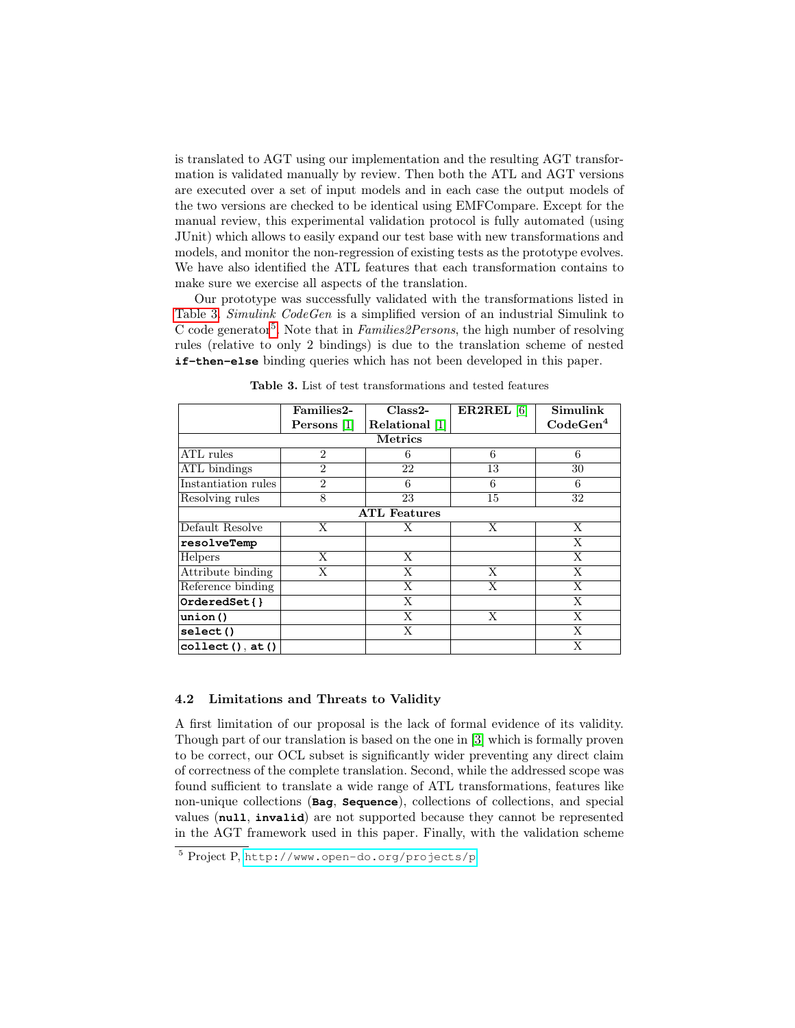is translated to AGT using our implementation and the resulting AGT transformation is validated manually by review. Then both the ATL and AGT versions are executed over a set of input models and in each case the output models of the two versions are checked to be identical using EMFCompare. Except for the manual review, this experimental validation protocol is fully automated (using JUnit) which allows to easily expand our test base with new transformations and models, and monitor the non-regression of existing tests as the prototype evolves. We have also identified the ATL features that each transformation contains to make sure we exercise all aspects of the translation.

Our prototype was successfully validated with the transformations listed in Table 3. *Simulink CodeGen* is a simplified version of an industrial Simulink to C code generator[5]. Note that in *Families2Persons*, the high number of resolving rules (relative to only 2 bindings) is due to the translation scheme of nested **if-then-else** binding queries which has not been developed in this paper.

**Table 3.** List of test transformations and tested features

| | Families2-Persons [1] | Class2-Relational [1] | ER2REL [6] | Simulink CodeGen[4] |
|---|---|---|---|---|
| **Metrics** | | | | |
| ATL rules | 2 | 6 | 6 | 6 |
| ATL bindings | 2 | 22 | 13 | 30 |
| Instantiation rules | 2 | 6 | 6 | 6 |
| Resolving rules | 8 | 23 | 15 | 32 |
| **ATL Features** | | | | |
| Default Resolve | X | X | X | X |
| **resolveTemp** | | | | X |
| Helpers | X | X | | X |
| Attribute binding | X | X | X | X |
| Reference binding | | X | X | X |
| **OrderedSet{}** | | X | | X |
| **union()** | | X | X | X |
| **select()** | | X | | X |
| **collect()**, **at()** | | | | X |

### 4.2 Limitations and Threats to Validity

A first limitation of our proposal is the lack of formal evidence of its validity. Though part of our translation is based on the one in [3] which is formally proven to be correct, our OCL subset is significantly wider preventing any direct claim of correctness of the complete translation. Second, while the addressed scope was found sufficient to translate a wide range of ATL transformations, features like non-unique collections (**Bag**, **Sequence**), collections of collections, and special values (**null**, **invalid**) are not supported because they cannot be represented in the AGT framework used in this paper. Finally, with the validation scheme

[5] Project P, http://www.open-do.org/projects/p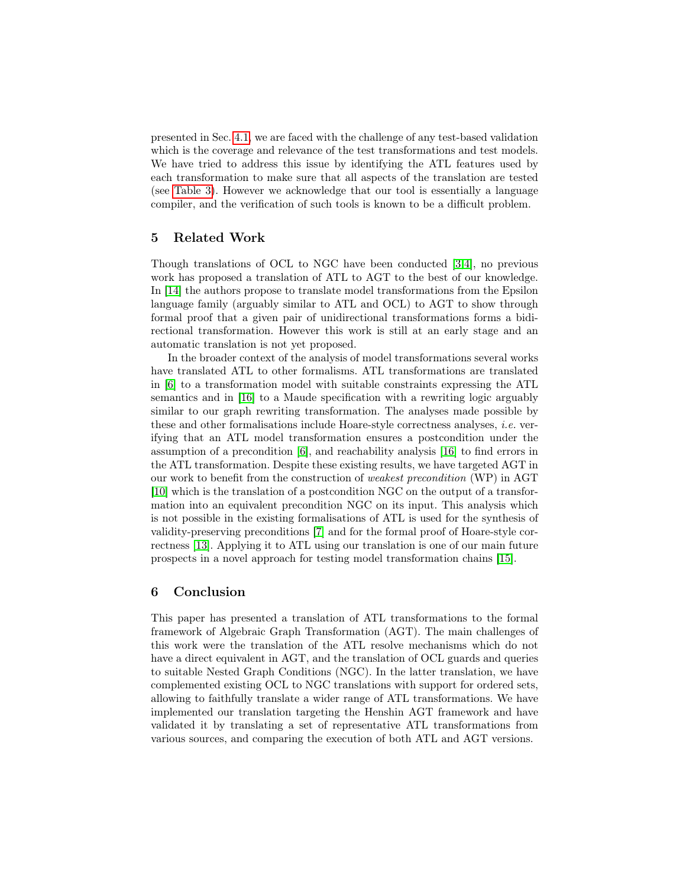presented in Sec. 4.1, we are faced with the challenge of any test-based validation which is the coverage and relevance of the test transformations and test models. We have tried to address this issue by identifying the ATL features used by each transformation to make sure that all aspects of the translation are tested (see Table 3). However we acknowledge that our tool is essentially a language compiler, and the verification of such tools is known to be a difficult problem.

## 5 Related Work

Though translations of OCL to NGC have been conducted [3,4], no previous work has proposed a translation of ATL to AGT to the best of our knowledge. In [14] the authors propose to translate model transformations from the Epsilon language family (arguably similar to ATL and OCL) to AGT to show through formal proof that a given pair of unidirectional transformations forms a bidirectional transformation. However this work is still at an early stage and an automatic translation is not yet proposed.

In the broader context of the analysis of model transformations several works have translated ATL to other formalisms. ATL transformations are translated in [6] to a transformation model with suitable constraints expressing the ATL semantics and in [16] to a Maude specification with a rewriting logic arguably similar to our graph rewriting transformation. The analyses made possible by these and other formalisations include Hoare-style correctness analyses, *i.e.* verifying that an ATL model transformation ensures a postcondition under the assumption of a precondition [6], and reachability analysis [16] to find errors in the ATL transformation. Despite these existing results, we have targeted AGT in our work to benefit from the construction of *weakest precondition* (WP) in AGT [10] which is the translation of a postcondition NGC on the output of a transformation into an equivalent precondition NGC on its input. This analysis which is not possible in the existing formalisations of ATL is used for the synthesis of validity-preserving preconditions [7] and for the formal proof of Hoare-style correctness [13]. Applying it to ATL using our translation is one of our main future prospects in a novel approach for testing model transformation chains [15].

## 6 Conclusion

This paper has presented a translation of ATL transformations to the formal framework of Algebraic Graph Transformation (AGT). The main challenges of this work were the translation of the ATL resolve mechanisms which do not have a direct equivalent in AGT, and the translation of OCL guards and queries to suitable Nested Graph Conditions (NGC). In the latter translation, we have complemented existing OCL to NGC translations with support for ordered sets, allowing to faithfully translate a wider range of ATL transformations. We have implemented our translation targeting the Henshin AGT framework and have validated it by translating a set of representative ATL transformations from various sources, and comparing the execution of both ATL and AGT versions.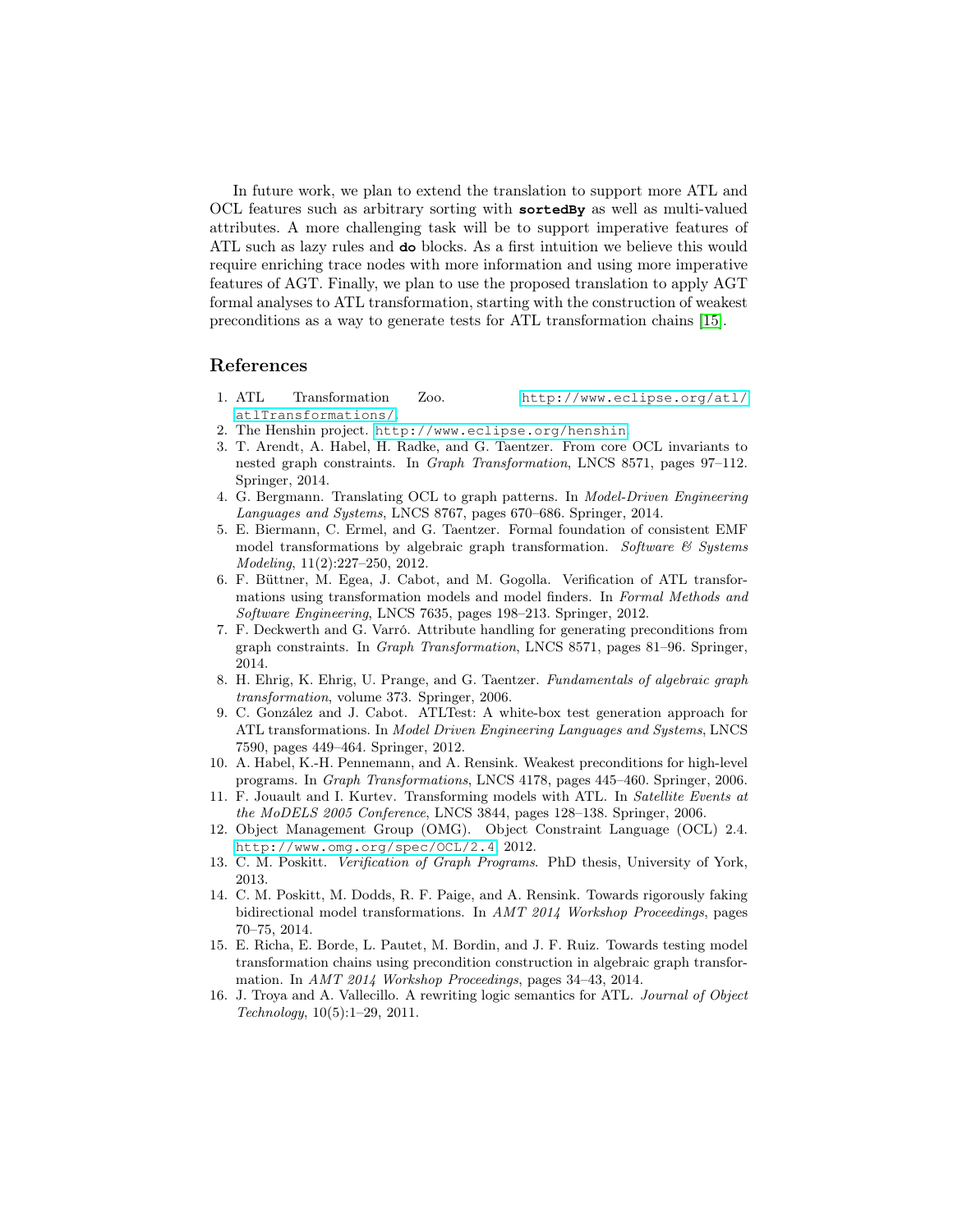In future work, we plan to extend the translation to support more ATL and OCL features such as arbitrary sorting with **sortedBy** as well as multi-valued attributes. A more challenging task will be to support imperative features of ATL such as lazy rules and **do** blocks. As a first intuition we believe this would require enriching trace nodes with more information and using more imperative features of AGT. Finally, we plan to use the proposed translation to apply AGT formal analyses to ATL transformation, starting with the construction of weakest preconditions as a way to generate tests for ATL transformation chains [15].

## References

1. ATL Transformation Zoo. http://www.eclipse.org/atl/atlTransformations/.
2. The Henshin project. http://www.eclipse.org/henshin.
3. T. Arendt, A. Habel, H. Radke, and G. Taentzer. From core OCL invariants to nested graph constraints. In *Graph Transformation*, LNCS 8571, pages 97–112. Springer, 2014.
4. G. Bergmann. Translating OCL to graph patterns. In *Model-Driven Engineering Languages and Systems*, LNCS 8767, pages 670–686. Springer, 2014.
5. E. Biermann, C. Ermel, and G. Taentzer. Formal foundation of consistent EMF model transformations by algebraic graph transformation. *Software & Systems Modeling*, 11(2):227–250, 2012.
6. F. Büttner, M. Egea, J. Cabot, and M. Gogolla. Verification of ATL transformations using transformation models and model finders. In *Formal Methods and Software Engineering*, LNCS 7635, pages 198–213. Springer, 2012.
7. F. Deckwerth and G. Varró. Attribute handling for generating preconditions from graph constraints. In *Graph Transformation*, LNCS 8571, pages 81–96. Springer, 2014.
8. H. Ehrig, K. Ehrig, U. Prange, and G. Taentzer. *Fundamentals of algebraic graph transformation*, volume 373. Springer, 2006.
9. C. González and J. Cabot. ATLTest: A white-box test generation approach for ATL transformations. In *Model Driven Engineering Languages and Systems*, LNCS 7590, pages 449–464. Springer, 2012.
10. A. Habel, K.-H. Pennemann, and A. Rensink. Weakest preconditions for high-level programs. In *Graph Transformations*, LNCS 4178, pages 445–460. Springer, 2006.
11. F. Jouault and I. Kurtev. Transforming models with ATL. In *Satellite Events at the MoDELS 2005 Conference*, LNCS 3844, pages 128–138. Springer, 2006.
12. Object Management Group (OMG). Object Constraint Language (OCL) 2.4. http://www.omg.org/spec/OCL/2.4, 2012.
13. C. M. Poskitt. *Verification of Graph Programs*. PhD thesis, University of York, 2013.
14. C. M. Poskitt, M. Dodds, R. F. Paige, and A. Rensink. Towards rigorously faking bidirectional model transformations. In *AMT 2014 Workshop Proceedings*, pages 70–75, 2014.
15. E. Richa, E. Borde, L. Pautet, M. Bordin, and J. F. Ruiz. Towards testing model transformation chains using precondition construction in algebraic graph transformation. In *AMT 2014 Workshop Proceedings*, pages 34–43, 2014.
16. J. Troya and A. Vallecillo. A rewriting logic semantics for ATL. *Journal of Object Technology*, 10(5):1–29, 2011.